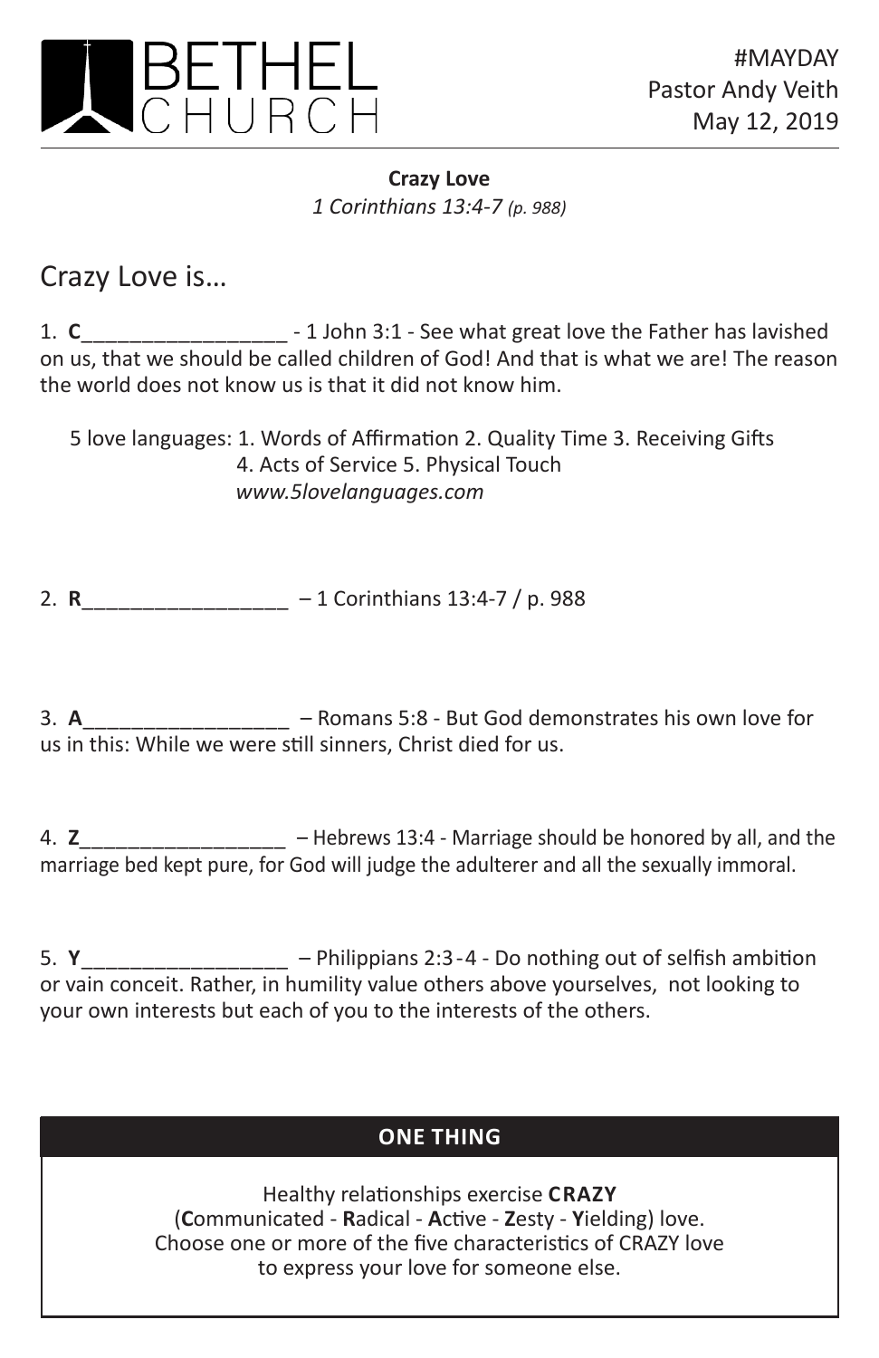# BETHEL CHURCH

#MAYDAY
Pastor Andy Veith
May 12, 2019

**Crazy Love**
*1 Corinthians 13:4-7 (p. 988)*

## Crazy Love is…

1. **C**__________________ - 1 John 3:1 - See what great love the Father has lavished on us, that we should be called children of God! And that is what we are! The reason the world does not know us is that it did not know him.

   5 love languages: 1. Words of Affirmation 2. Quality Time 3. Receiving Gifts 4. Acts of Service 5. Physical Touch
   *www.5lovelanguages.com*

2. **R**__________________ – 1 Corinthians 13:4-7 / p. 988

3. **A**__________________ – Romans 5:8 - But God demonstrates his own love for us in this: While we were still sinners, Christ died for us.

4. **Z**__________________ – Hebrews 13:4 - Marriage should be honored by all, and the marriage bed kept pure, for God will judge the adulterer and all the sexually immoral.

5. **Y**__________________ – Philippians 2:3-4 - Do nothing out of selfish ambition or vain conceit. Rather, in humility value others above yourselves, not looking to your own interests but each of you to the interests of the others.

**ONE THING**

Healthy relationships exercise **CRAZY** (**C**ommunicated - **R**adical - **A**ctive - **Z**esty - **Y**ielding) love. Choose one or more of the five characteristics of CRAZY love to express your love for someone else.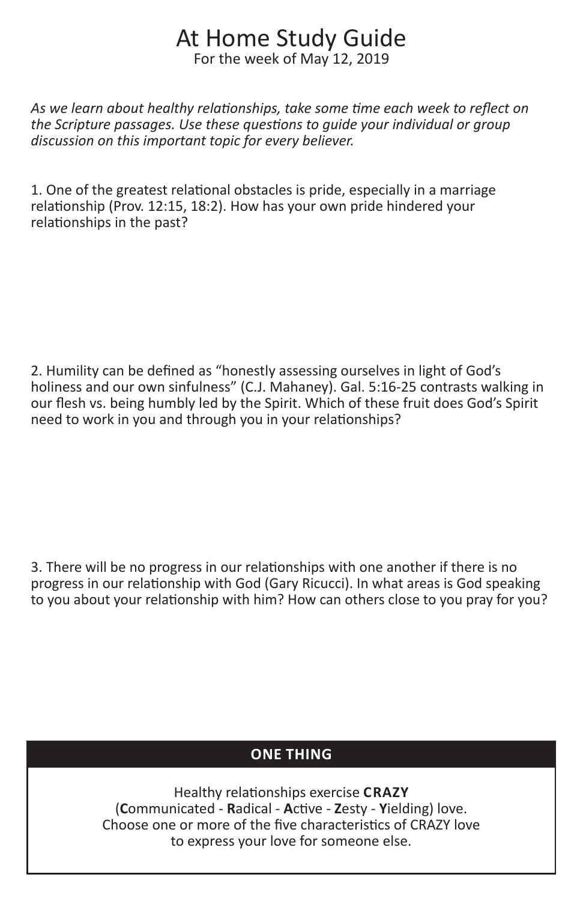# At Home Study Guide

For the week of May 12, 2019

*As we learn about healthy relationships, take some time each week to reflect on the Scripture passages. Use these questions to guide your individual or group discussion on this important topic for every believer.*

1. One of the greatest relational obstacles is pride, especially in a marriage relationship (Prov. 12:15, 18:2). How has your own pride hindered your relationships in the past?

2. Humility can be defined as "honestly assessing ourselves in light of God's holiness and our own sinfulness" (C.J. Mahaney). Gal. 5:16-25 contrasts walking in our flesh vs. being humbly led by the Spirit. Which of these fruit does God's Spirit need to work in you and through you in your relationships?

3. There will be no progress in our relationships with one another if there is no progress in our relationship with God (Gary Ricucci). In what areas is God speaking to you about your relationship with him? How can others close to you pray for you?

## ONE THING

Healthy relationships exercise **CRAZY** (**C**ommunicated - **R**adical - **A**ctive - **Z**esty - **Y**ielding) love. Choose one or more of the five characteristics of CRAZY love to express your love for someone else.